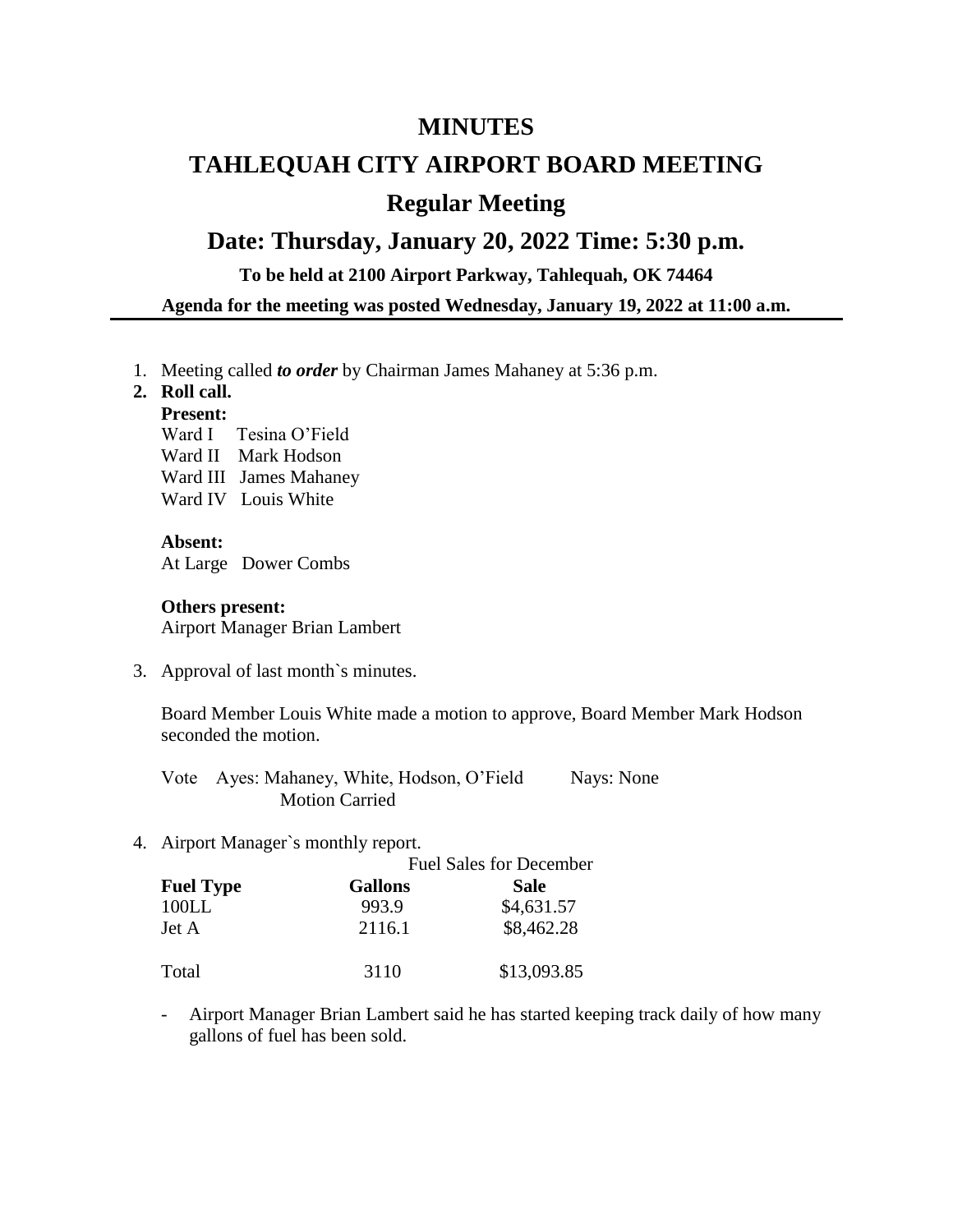# MINUTES

# TAHLEQUAH CITY AIRPORT BOARD MEETING

## Regular Meeting

## Date: Thursday, January 20, 2022 Time: 5:30 p.m.

**To be held at 2100 Airport Parkway, Tahlequah, OK 74464**

**Agenda for the meeting was posted Wednesday, January 19, 2022 at 11:00 a.m.**

---

1. Meeting called ***to order*** by Chairman James Mahaney at 5:36 p.m.
2. **Roll call.**

   **Present:**
   Ward I Tesina O'Field
   Ward II Mark Hodson
   Ward III James Mahaney
   Ward IV Louis White

   **Absent:**
   At Large Dower Combs

   **Others present:**
   Airport Manager Brian Lambert

3. Approval of last month`s minutes.

   Board Member Louis White made a motion to approve, Board Member Mark Hodson seconded the motion.

   Vote Ayes: Mahaney, White, Hodson, O'Field Nays: None
   Motion Carried

4. Airport Manager`s monthly report.

   Fuel Sales for December

   | Fuel Type | Gallons | Sale |
   |---|---|---|
   | 100LL | 993.9 | $4,631.57 |
   | Jet A | 2116.1 | $8,462.28 |
   | Total | 3110 | $13,093.85 |

   - Airport Manager Brian Lambert said he has started keeping track daily of how many gallons of fuel has been sold.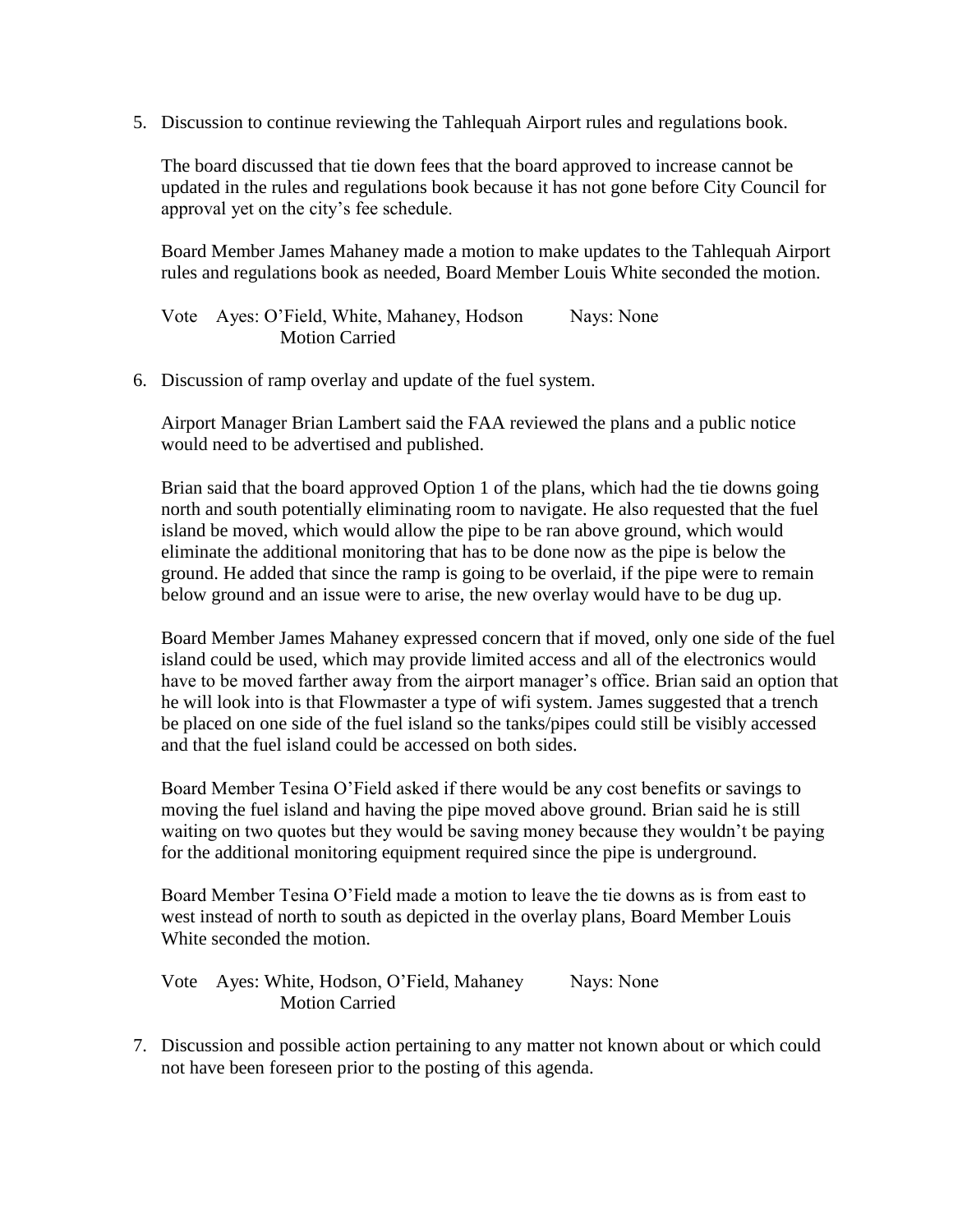5. Discussion to continue reviewing the Tahlequah Airport rules and regulations book.

   The board discussed that tie down fees that the board approved to increase cannot be updated in the rules and regulations book because it has not gone before City Council for approval yet on the city's fee schedule.

   Board Member James Mahaney made a motion to make updates to the Tahlequah Airport rules and regulations book as needed, Board Member Louis White seconded the motion.

   Vote  Ayes: O'Field, White, Mahaney, Hodson  Nays: None
   Motion Carried

6. Discussion of ramp overlay and update of the fuel system.

   Airport Manager Brian Lambert said the FAA reviewed the plans and a public notice would need to be advertised and published.

   Brian said that the board approved Option 1 of the plans, which had the tie downs going north and south potentially eliminating room to navigate. He also requested that the fuel island be moved, which would allow the pipe to be ran above ground, which would eliminate the additional monitoring that has to be done now as the pipe is below the ground. He added that since the ramp is going to be overlaid, if the pipe were to remain below ground and an issue were to arise, the new overlay would have to be dug up.

   Board Member James Mahaney expressed concern that if moved, only one side of the fuel island could be used, which may provide limited access and all of the electronics would have to be moved farther away from the airport manager's office. Brian said an option that he will look into is that Flowmaster a type of wifi system. James suggested that a trench be placed on one side of the fuel island so the tanks/pipes could still be visibly accessed and that the fuel island could be accessed on both sides.

   Board Member Tesina O'Field asked if there would be any cost benefits or savings to moving the fuel island and having the pipe moved above ground. Brian said he is still waiting on two quotes but they would be saving money because they wouldn't be paying for the additional monitoring equipment required since the pipe is underground.

   Board Member Tesina O'Field made a motion to leave the tie downs as is from east to west instead of north to south as depicted in the overlay plans, Board Member Louis White seconded the motion.

   Vote  Ayes: White, Hodson, O'Field, Mahaney  Nays: None
   Motion Carried

7. Discussion and possible action pertaining to any matter not known about or which could not have been foreseen prior to the posting of this agenda.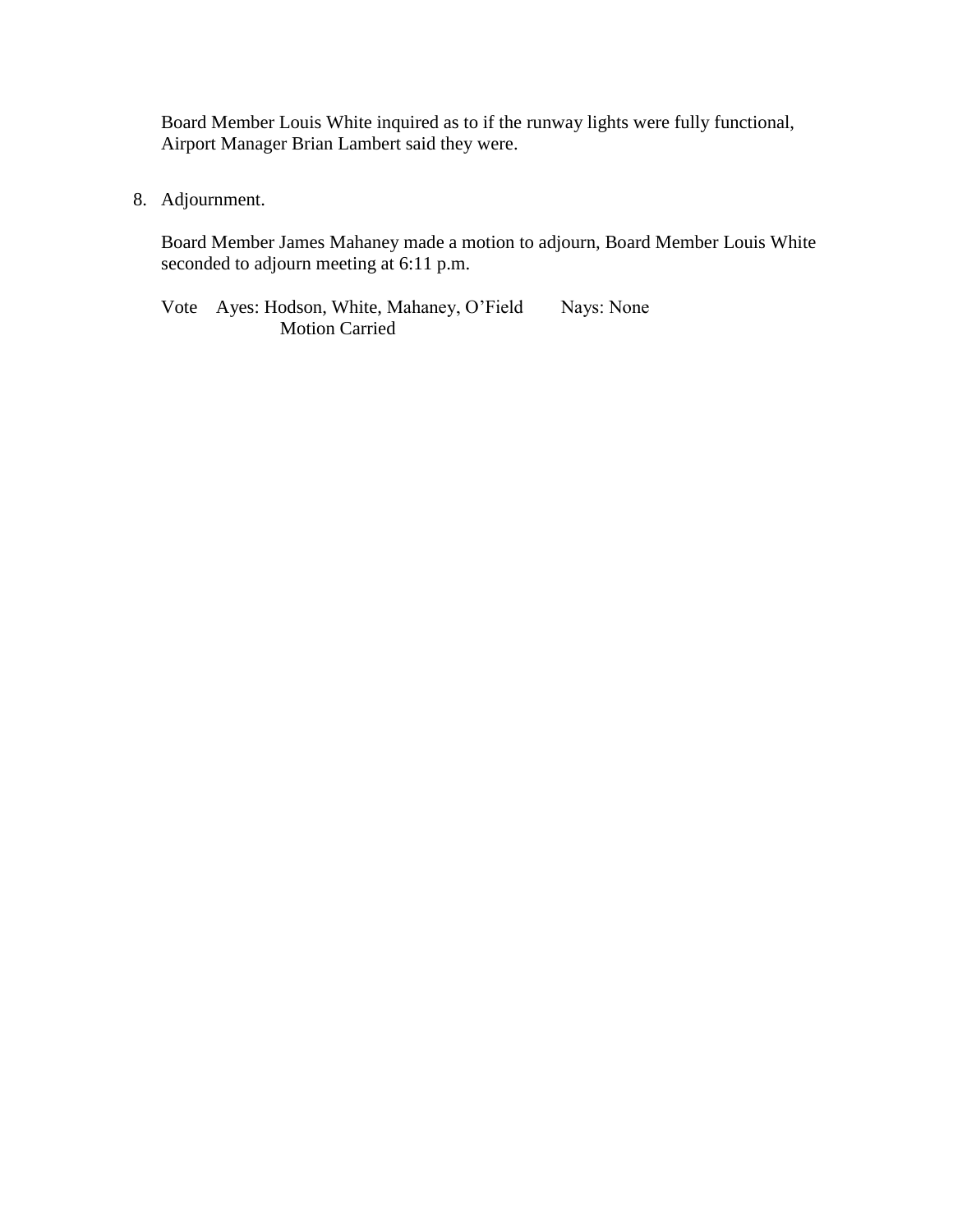Board Member Louis White inquired as to if the runway lights were fully functional, Airport Manager Brian Lambert said they were.

8. Adjournment.

   Board Member James Mahaney made a motion to adjourn, Board Member Louis White seconded to adjourn meeting at 6:11 p.m.

   Vote Ayes: Hodson, White, Mahaney, O'Field Nays: None
   Motion Carried